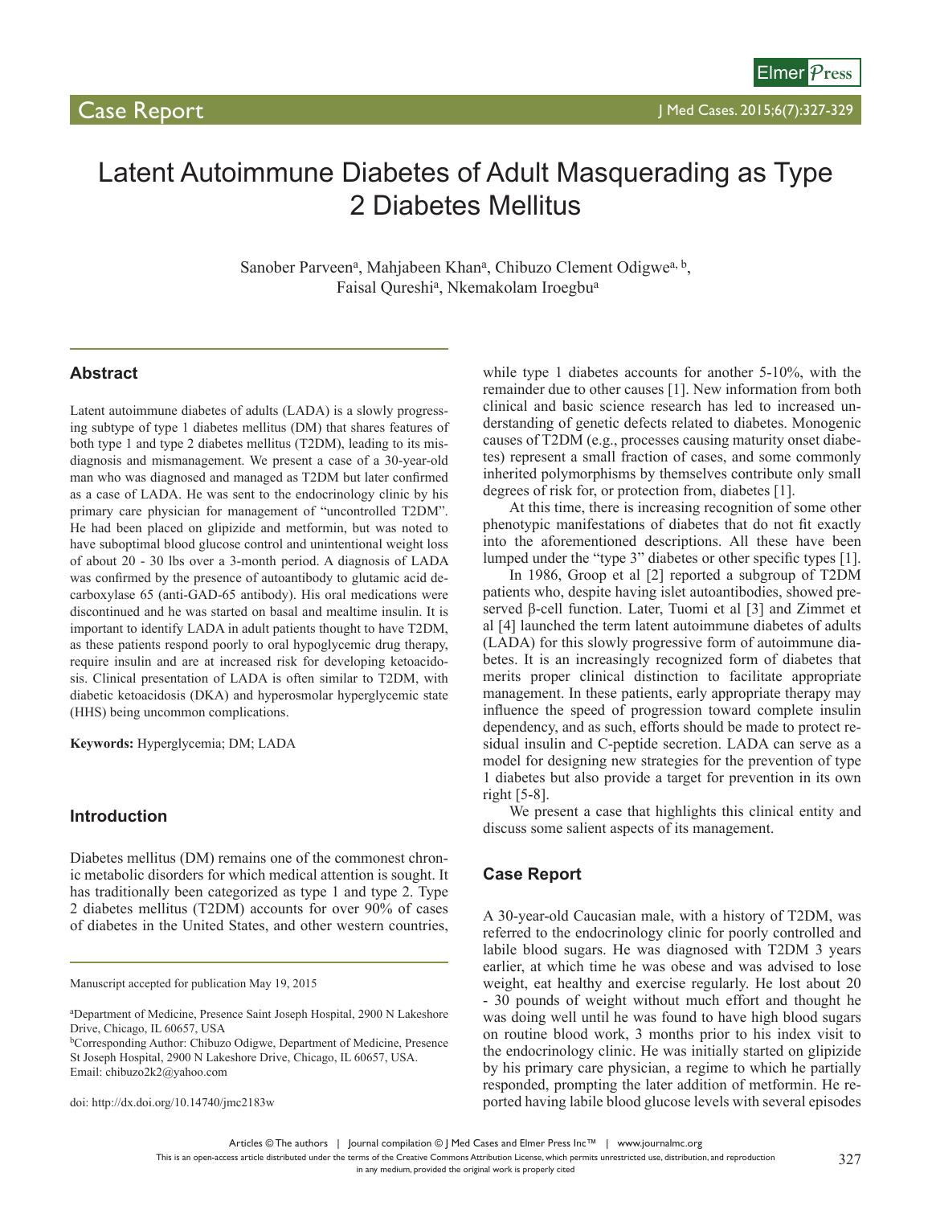Case Report

# Latent Autoimmune Diabetes of Adult Masquerading as Type 2 Diabetes Mellitus

Sanober Parveen[a], Mahjabeen Khan[a], Chibuzo Clement Odigwe[a, b], Faisal Qureshi[a], Nkemakolam Iroegbu[a]

## Abstract

Latent autoimmune diabetes of adults (LADA) is a slowly progressing subtype of type 1 diabetes mellitus (DM) that shares features of both type 1 and type 2 diabetes mellitus (T2DM), leading to its misdiagnosis and mismanagement. We present a case of a 30-year-old man who was diagnosed and managed as T2DM but later confirmed as a case of LADA. He was sent to the endocrinology clinic by his primary care physician for management of "uncontrolled T2DM". He had been placed on glipizide and metformin, but was noted to have suboptimal blood glucose control and unintentional weight loss of about 20 - 30 lbs over a 3-month period. A diagnosis of LADA was confirmed by the presence of autoantibody to glutamic acid decarboxylase 65 (anti-GAD-65 antibody). His oral medications were discontinued and he was started on basal and mealtime insulin. It is important to identify LADA in adult patients thought to have T2DM, as these patients respond poorly to oral hypoglycemic drug therapy, require insulin and are at increased risk for developing ketoacidosis. Clinical presentation of LADA is often similar to T2DM, with diabetic ketoacidosis (DKA) and hyperosmolar hyperglycemic state (HHS) being uncommon complications.

**Keywords:** Hyperglycemia; DM; LADA

## Introduction

Diabetes mellitus (DM) remains one of the commonest chronic metabolic disorders for which medical attention is sought. It has traditionally been categorized as type 1 and type 2. Type 2 diabetes mellitus (T2DM) accounts for over 90% of cases of diabetes in the United States, and other western countries, while type 1 diabetes accounts for another 5-10%, with the remainder due to other causes [1]. New information from both clinical and basic science research has led to increased understanding of genetic defects related to diabetes. Monogenic causes of T2DM (e.g., processes causing maturity onset diabetes) represent a small fraction of cases, and some commonly inherited polymorphisms by themselves contribute only small degrees of risk for, or protection from, diabetes [1].

At this time, there is increasing recognition of some other phenotypic manifestations of diabetes that do not fit exactly into the aforementioned descriptions. All these have been lumped under the "type 3" diabetes or other specific types [1].

In 1986, Groop et al [2] reported a subgroup of T2DM patients who, despite having islet autoantibodies, showed preserved β-cell function. Later, Tuomi et al [3] and Zimmet et al [4] launched the term latent autoimmune diabetes of adults (LADA) for this slowly progressive form of autoimmune diabetes. It is an increasingly recognized form of diabetes that merits proper clinical distinction to facilitate appropriate management. In these patients, early appropriate therapy may influence the speed of progression toward complete insulin dependency, and as such, efforts should be made to protect residual insulin and C-peptide secretion. LADA can serve as a model for designing new strategies for the prevention of type 1 diabetes but also provide a target for prevention in its own right [5-8].

We present a case that highlights this clinical entity and discuss some salient aspects of its management.

## Case Report

A 30-year-old Caucasian male, with a history of T2DM, was referred to the endocrinology clinic for poorly controlled and labile blood sugars. He was diagnosed with T2DM 3 years earlier, at which time he was obese and was advised to lose weight, eat healthy and exercise regularly. He lost about 20 - 30 pounds of weight without much effort and thought he was doing well until he was found to have high blood sugars on routine blood work, 3 months prior to his index visit to the endocrinology clinic. He was initially started on glipizide by his primary care physician, a regime to which he partially responded, prompting the later addition of metformin. He reported having labile blood glucose levels with several episodes

Manuscript accepted for publication May 19, 2015

[a]Department of Medicine, Presence Saint Joseph Hospital, 2900 N Lakeshore Drive, Chicago, IL 60657, USA
[b]Corresponding Author: Chibuzo Odigwe, Department of Medicine, Presence St Joseph Hospital, 2900 N Lakeshore Drive, Chicago, IL 60657, USA. Email: chibuzo2k2@yahoo.com

doi: http://dx.doi.org/10.14740/jmc2183w

Articles © The authors | Journal compilation © J Med Cases and Elmer Press Inc™ | www.journalmc.org
This is an open-access article distributed under the terms of the Creative Commons Attribution License, which permits unrestricted use, distribution, and reproduction in any medium, provided the original work is properly cited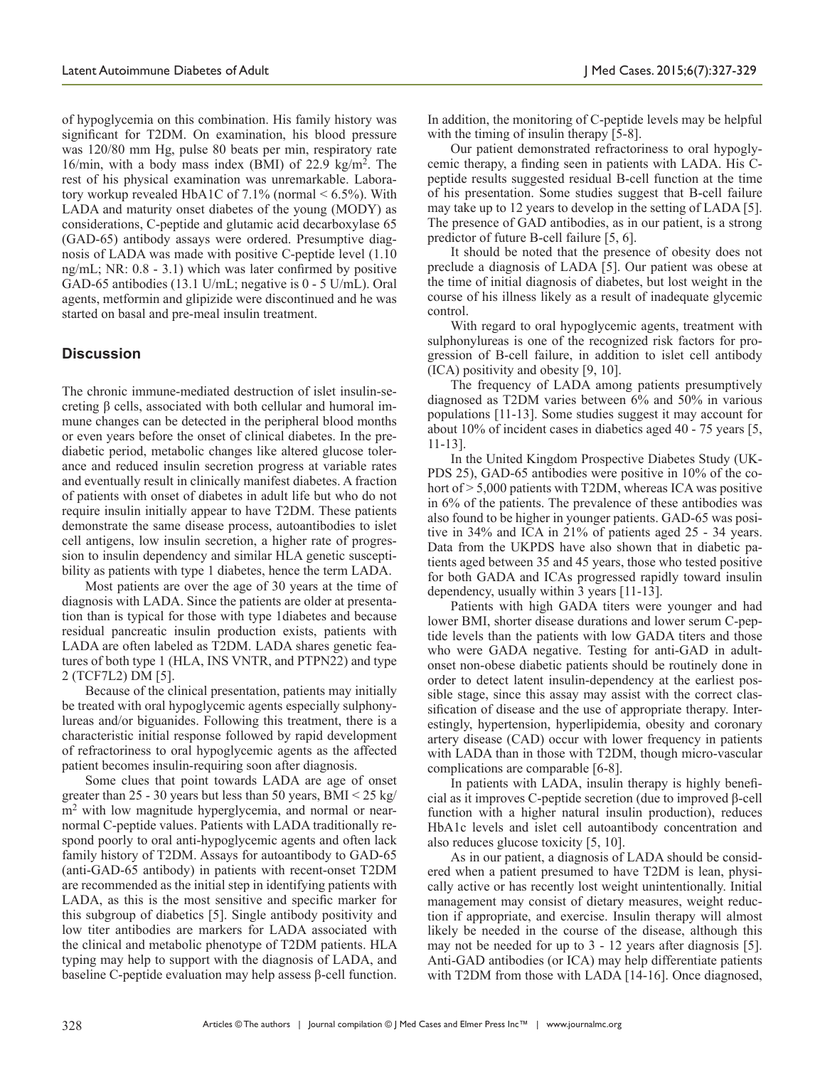of hypoglycemia on this combination. His family history was significant for T2DM. On examination, his blood pressure was 120/80 mm Hg, pulse 80 beats per min, respiratory rate 16/min, with a body mass index (BMI) of 22.9 kg/m$^2$. The rest of his physical examination was unremarkable. Laboratory workup revealed HbA1C of 7.1% (normal < 6.5%). With LADA and maturity onset diabetes of the young (MODY) as considerations, C-peptide and glutamic acid decarboxylase 65 (GAD-65) antibody assays were ordered. Presumptive diagnosis of LADA was made with positive C-peptide level (1.10 ng/mL; NR: 0.8 - 3.1) which was later confirmed by positive GAD-65 antibodies (13.1 U/mL; negative is 0 - 5 U/mL). Oral agents, metformin and glipizide were discontinued and he was started on basal and pre-meal insulin treatment.

## Discussion

The chronic immune-mediated destruction of islet insulin-secreting β cells, associated with both cellular and humoral immune changes can be detected in the peripheral blood months or even years before the onset of clinical diabetes. In the prediabetic period, metabolic changes like altered glucose tolerance and reduced insulin secretion progress at variable rates and eventually result in clinically manifest diabetes. A fraction of patients with onset of diabetes in adult life but who do not require insulin initially appear to have T2DM. These patients demonstrate the same disease process, autoantibodies to islet cell antigens, low insulin secretion, a higher rate of progression to insulin dependency and similar HLA genetic susceptibility as patients with type 1 diabetes, hence the term LADA.

Most patients are over the age of 30 years at the time of diagnosis with LADA. Since the patients are older at presentation than is typical for those with type 1diabetes and because residual pancreatic insulin production exists, patients with LADA are often labeled as T2DM. LADA shares genetic features of both type 1 (HLA, INS VNTR, and PTPN22) and type 2 (TCF7L2) DM [5].

Because of the clinical presentation, patients may initially be treated with oral hypoglycemic agents especially sulphonylureas and/or biguanides. Following this treatment, there is a characteristic initial response followed by rapid development of refractoriness to oral hypoglycemic agents as the affected patient becomes insulin-requiring soon after diagnosis.

Some clues that point towards LADA are age of onset greater than 25 - 30 years but less than 50 years, BMI < 25 kg/m$^2$ with low magnitude hyperglycemia, and normal or near-normal C-peptide values. Patients with LADA traditionally respond poorly to oral anti-hypoglycemic agents and often lack family history of T2DM. Assays for autoantibody to GAD-65 (anti-GAD-65 antibody) in patients with recent-onset T2DM are recommended as the initial step in identifying patients with LADA, as this is the most sensitive and specific marker for this subgroup of diabetics [5]. Single antibody positivity and low titer antibodies are markers for LADA associated with the clinical and metabolic phenotype of T2DM patients. HLA typing may help to support with the diagnosis of LADA, and baseline C-peptide evaluation may help assess β-cell function. In addition, the monitoring of C-peptide levels may be helpful with the timing of insulin therapy [5-8].

Our patient demonstrated refractoriness to oral hypoglycemic therapy, a finding seen in patients with LADA. His C-peptide results suggested residual B-cell function at the time of his presentation. Some studies suggest that B-cell failure may take up to 12 years to develop in the setting of LADA [5]. The presence of GAD antibodies, as in our patient, is a strong predictor of future B-cell failure [5, 6].

It should be noted that the presence of obesity does not preclude a diagnosis of LADA [5]. Our patient was obese at the time of initial diagnosis of diabetes, but lost weight in the course of his illness likely as a result of inadequate glycemic control.

With regard to oral hypoglycemic agents, treatment with sulphonylureas is one of the recognized risk factors for progression of B-cell failure, in addition to islet cell antibody (ICA) positivity and obesity [9, 10].

The frequency of LADA among patients presumptively diagnosed as T2DM varies between 6% and 50% in various populations [11-13]. Some studies suggest it may account for about 10% of incident cases in diabetics aged 40 - 75 years [5, 11-13].

In the United Kingdom Prospective Diabetes Study (UKPDS 25), GAD-65 antibodies were positive in 10% of the cohort of > 5,000 patients with T2DM, whereas ICA was positive in 6% of the patients. The prevalence of these antibodies was also found to be higher in younger patients. GAD-65 was positive in 34% and ICA in 21% of patients aged 25 - 34 years. Data from the UKPDS have also shown that in diabetic patients aged between 35 and 45 years, those who tested positive for both GADA and ICAs progressed rapidly toward insulin dependency, usually within 3 years [11-13].

Patients with high GADA titers were younger and had lower BMI, shorter disease durations and lower serum C-peptide levels than the patients with low GADA titers and those who were GADA negative. Testing for anti-GAD in adult-onset non-obese diabetic patients should be routinely done in order to detect latent insulin-dependency at the earliest possible stage, since this assay may assist with the correct classification of disease and the use of appropriate therapy. Interestingly, hypertension, hyperlipidemia, obesity and coronary artery disease (CAD) occur with lower frequency in patients with LADA than in those with T2DM, though micro-vascular complications are comparable [6-8].

In patients with LADA, insulin therapy is highly beneficial as it improves C-peptide secretion (due to improved β-cell function with a higher natural insulin production), reduces HbA1c levels and islet cell autoantibody concentration and also reduces glucose toxicity [5, 10].

As in our patient, a diagnosis of LADA should be considered when a patient presumed to have T2DM is lean, physically active or has recently lost weight unintentionally. Initial management may consist of dietary measures, weight reduction if appropriate, and exercise. Insulin therapy will almost likely be needed in the course of the disease, although this may not be needed for up to 3 - 12 years after diagnosis [5]. Anti-GAD antibodies (or ICA) may help differentiate patients with T2DM from those with LADA [14-16]. Once diagnosed,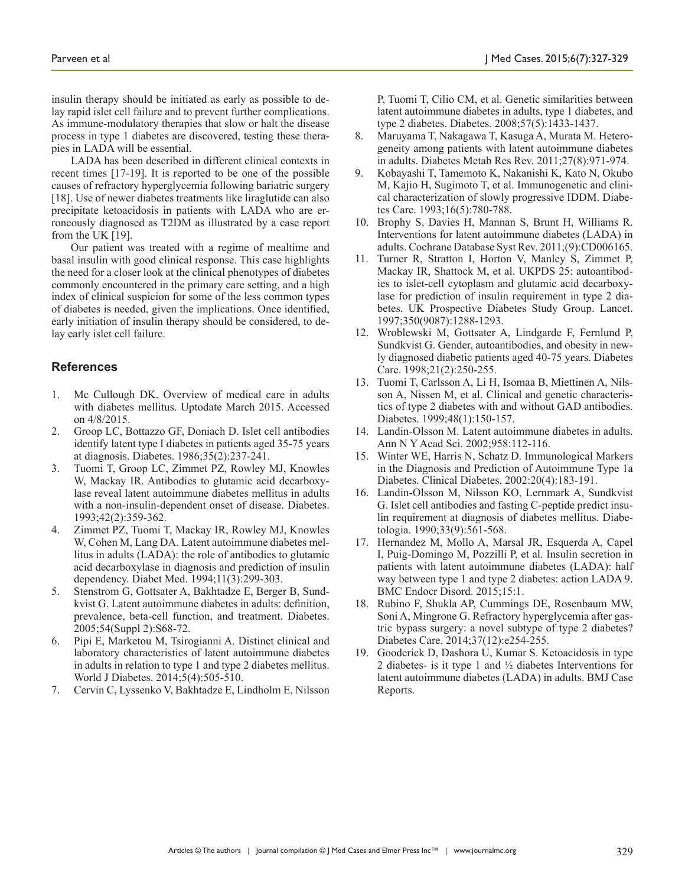insulin therapy should be initiated as early as possible to delay rapid islet cell failure and to prevent further complications. As immune-modulatory therapies that slow or halt the disease process in type 1 diabetes are discovered, testing these therapies in LADA will be essential.

LADA has been described in different clinical contexts in recent times [17-19]. It is reported to be one of the possible causes of refractory hyperglycemia following bariatric surgery [18]. Use of newer diabetes treatments like liraglutide can also precipitate ketoacidosis in patients with LADA who are erroneously diagnosed as T2DM as illustrated by a case report from the UK [19].

Our patient was treated with a regime of mealtime and basal insulin with good clinical response. This case highlights the need for a closer look at the clinical phenotypes of diabetes commonly encountered in the primary care setting, and a high index of clinical suspicion for some of the less common types of diabetes is needed, given the implications. Once identified, early initiation of insulin therapy should be considered, to delay early islet cell failure.

## References

1. Mc Cullough DK. Overview of medical care in adults with diabetes mellitus. Uptodate March 2015. Accessed on 4/8/2015.
2. Groop LC, Bottazzo GF, Doniach D. Islet cell antibodies identify latent type I diabetes in patients aged 35-75 years at diagnosis. Diabetes. 1986;35(2):237-241.
3. Tuomi T, Groop LC, Zimmet PZ, Rowley MJ, Knowles W, Mackay IR. Antibodies to glutamic acid decarboxylase reveal latent autoimmune diabetes mellitus in adults with a non-insulin-dependent onset of disease. Diabetes. 1993;42(2):359-362.
4. Zimmet PZ, Tuomi T, Mackay IR, Rowley MJ, Knowles W, Cohen M, Lang DA. Latent autoimmune diabetes mellitus in adults (LADA): the role of antibodies to glutamic acid decarboxylase in diagnosis and prediction of insulin dependency. Diabet Med. 1994;11(3):299-303.
5. Stenstrom G, Gottsater A, Bakhtadze E, Berger B, Sundkvist G. Latent autoimmune diabetes in adults: definition, prevalence, beta-cell function, and treatment. Diabetes. 2005;54(Suppl 2):S68-72.
6. Pipi E, Marketou M, Tsirogianni A. Distinct clinical and laboratory characteristics of latent autoimmune diabetes in adults in relation to type 1 and type 2 diabetes mellitus. World J Diabetes. 2014;5(4):505-510.
7. Cervin C, Lyssenko V, Bakhtadze E, Lindholm E, Nilsson P, Tuomi T, Cilio CM, et al. Genetic similarities between latent autoimmune diabetes in adults, type 1 diabetes, and type 2 diabetes. Diabetes. 2008;57(5):1433-1437.
8. Maruyama T, Nakagawa T, Kasuga A, Murata M. Heterogeneity among patients with latent autoimmune diabetes in adults. Diabetes Metab Res Rev. 2011;27(8):971-974.
9. Kobayashi T, Tamemoto K, Nakanishi K, Kato N, Okubo M, Kajio H, Sugimoto T, et al. Immunogenetic and clinical characterization of slowly progressive IDDM. Diabetes Care. 1993;16(5):780-788.
10. Brophy S, Davies H, Mannan S, Brunt H, Williams R. Interventions for latent autoimmune diabetes (LADA) in adults. Cochrane Database Syst Rev. 2011;(9):CD006165.
11. Turner R, Stratton I, Horton V, Manley S, Zimmet P, Mackay IR, Shattock M, et al. UKPDS 25: autoantibodies to islet-cell cytoplasm and glutamic acid decarboxylase for prediction of insulin requirement in type 2 diabetes. UK Prospective Diabetes Study Group. Lancet. 1997;350(9087):1288-1293.
12. Wroblewski M, Gottsater A, Lindgarde F, Fernlund P, Sundkvist G. Gender, autoantibodies, and obesity in newly diagnosed diabetic patients aged 40-75 years. Diabetes Care. 1998;21(2):250-255.
13. Tuomi T, Carlsson A, Li H, Isomaa B, Miettinen A, Nilsson A, Nissen M, et al. Clinical and genetic characteristics of type 2 diabetes with and without GAD antibodies. Diabetes. 1999;48(1):150-157.
14. Landin-Olsson M. Latent autoimmune diabetes in adults. Ann N Y Acad Sci. 2002;958:112-116.
15. Winter WE, Harris N, Schatz D. Immunological Markers in the Diagnosis and Prediction of Autoimmune Type 1a Diabetes. Clinical Diabetes. 2002:20(4):183-191.
16. Landin-Olsson M, Nilsson KO, Lernmark A, Sundkvist G. Islet cell antibodies and fasting C-peptide predict insulin requirement at diagnosis of diabetes mellitus. Diabetologia. 1990;33(9):561-568.
17. Hernandez M, Mollo A, Marsal JR, Esquerda A, Capel I, Puig-Domingo M, Pozzilli P, et al. Insulin secretion in patients with latent autoimmune diabetes (LADA): half way between type 1 and type 2 diabetes: action LADA 9. BMC Endocr Disord. 2015;15:1.
18. Rubino F, Shukla AP, Cummings DE, Rosenbaum MW, Soni A, Mingrone G. Refractory hyperglycemia after gastric bypass surgery: a novel subtype of type 2 diabetes? Diabetes Care. 2014;37(12):e254-255.
19. Gooderick D, Dashora U, Kumar S. Ketoacidosis in type 2 diabetes- is it type 1 and ½ diabetes Interventions for latent autoimmune diabetes (LADA) in adults. BMJ Case Reports.